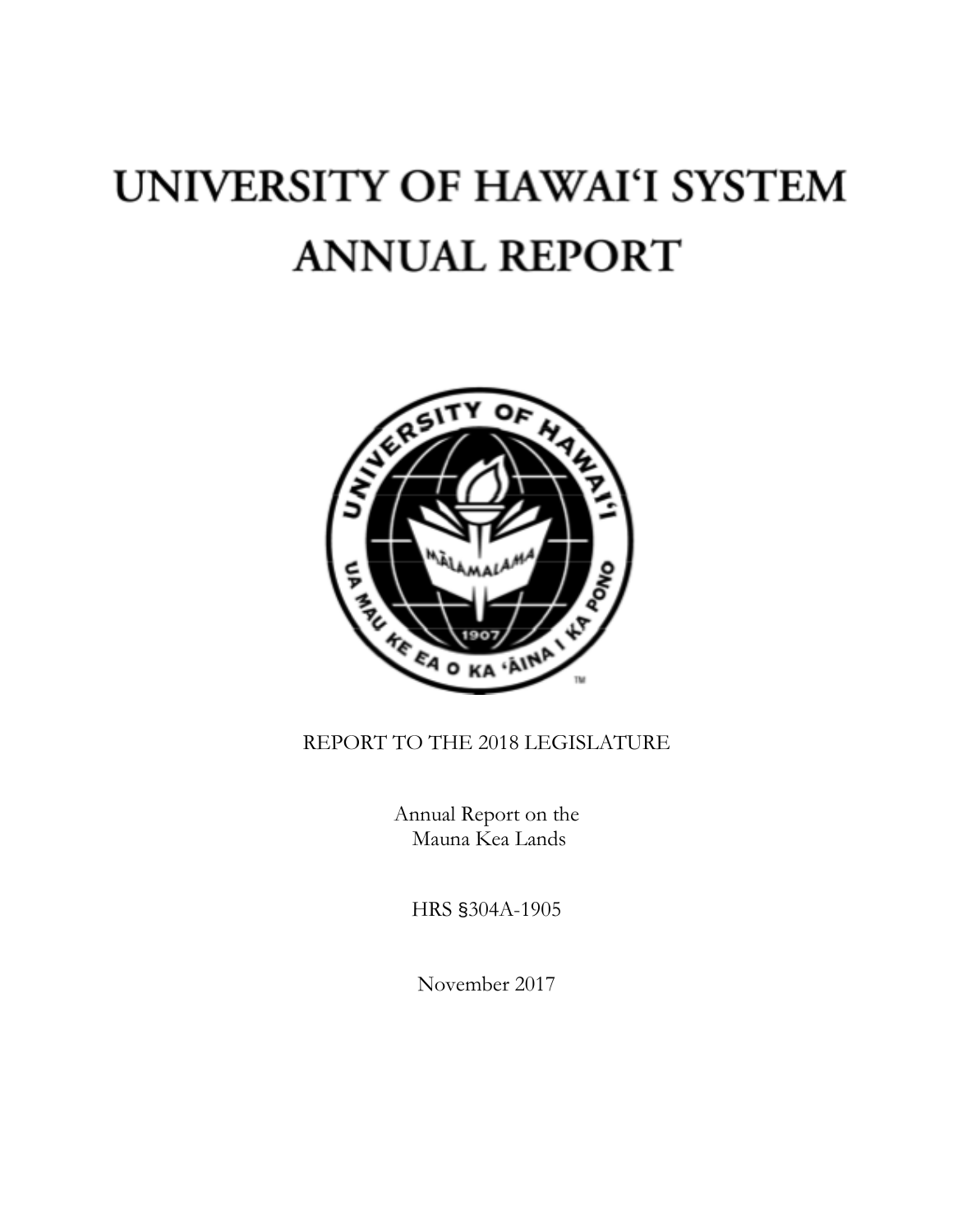# UNIVERSITY OF HAWAI'I SYSTEM ANNUAL REPORT

REPORT TO THE 2018 LEGISLATURE

Annual Report on the Mauna Kea Lands

HRS §304A-1905

November 2017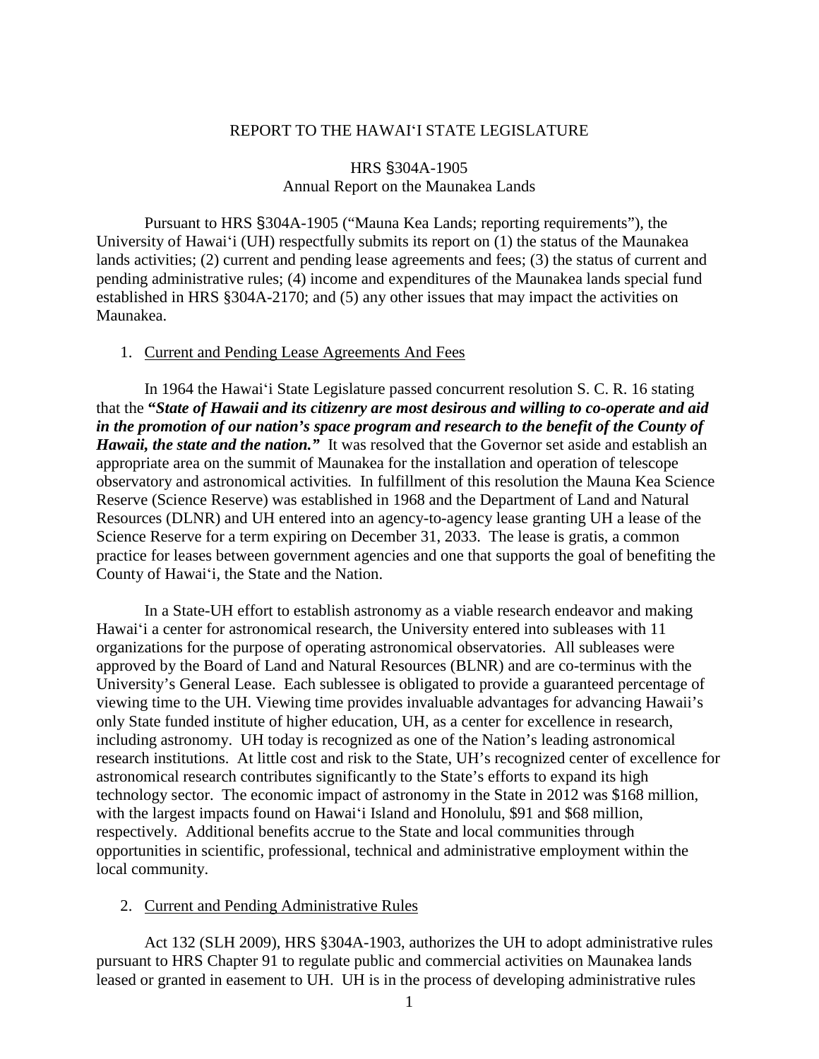REPORT TO THE HAWAI'I STATE LEGISLATURE

HRS §304A-1905
Annual Report on the Maunakea Lands

Pursuant to HRS §304A-1905 ("Mauna Kea Lands; reporting requirements"), the University of Hawai'i (UH) respectfully submits its report on (1) the status of the Maunakea lands activities; (2) current and pending lease agreements and fees; (3) the status of current and pending administrative rules; (4) income and expenditures of the Maunakea lands special fund established in HRS §304A-2170; and (5) any other issues that may impact the activities on Maunakea.

1. Current and Pending Lease Agreements And Fees

In 1964 the Hawai'i State Legislature passed concurrent resolution S. C. R. 16 stating that the ***"State of Hawaii and its citizenry are most desirous and willing to co-operate and aid in the promotion of our nation's space program and research to the benefit of the County of Hawaii, the state and the nation."*** It was resolved that the Governor set aside and establish an appropriate area on the summit of Maunakea for the installation and operation of telescope observatory and astronomical activities. In fulfillment of this resolution the Mauna Kea Science Reserve (Science Reserve) was established in 1968 and the Department of Land and Natural Resources (DLNR) and UH entered into an agency-to-agency lease granting UH a lease of the Science Reserve for a term expiring on December 31, 2033. The lease is gratis, a common practice for leases between government agencies and one that supports the goal of benefiting the County of Hawai'i, the State and the Nation.

In a State-UH effort to establish astronomy as a viable research endeavor and making Hawai'i a center for astronomical research, the University entered into subleases with 11 organizations for the purpose of operating astronomical observatories. All subleases were approved by the Board of Land and Natural Resources (BLNR) and are co-terminus with the University's General Lease. Each sublessee is obligated to provide a guaranteed percentage of viewing time to the UH. Viewing time provides invaluable advantages for advancing Hawaii's only State funded institute of higher education, UH, as a center for excellence in research, including astronomy. UH today is recognized as one of the Nation's leading astronomical research institutions. At little cost and risk to the State, UH's recognized center of excellence for astronomical research contributes significantly to the State's efforts to expand its high technology sector. The economic impact of astronomy in the State in 2012 was $168 million, with the largest impacts found on Hawai'i Island and Honolulu, $91 and $68 million, respectively. Additional benefits accrue to the State and local communities through opportunities in scientific, professional, technical and administrative employment within the local community.

2. Current and Pending Administrative Rules

Act 132 (SLH 2009), HRS §304A-1903, authorizes the UH to adopt administrative rules pursuant to HRS Chapter 91 to regulate public and commercial activities on Maunakea lands leased or granted in easement to UH. UH is in the process of developing administrative rules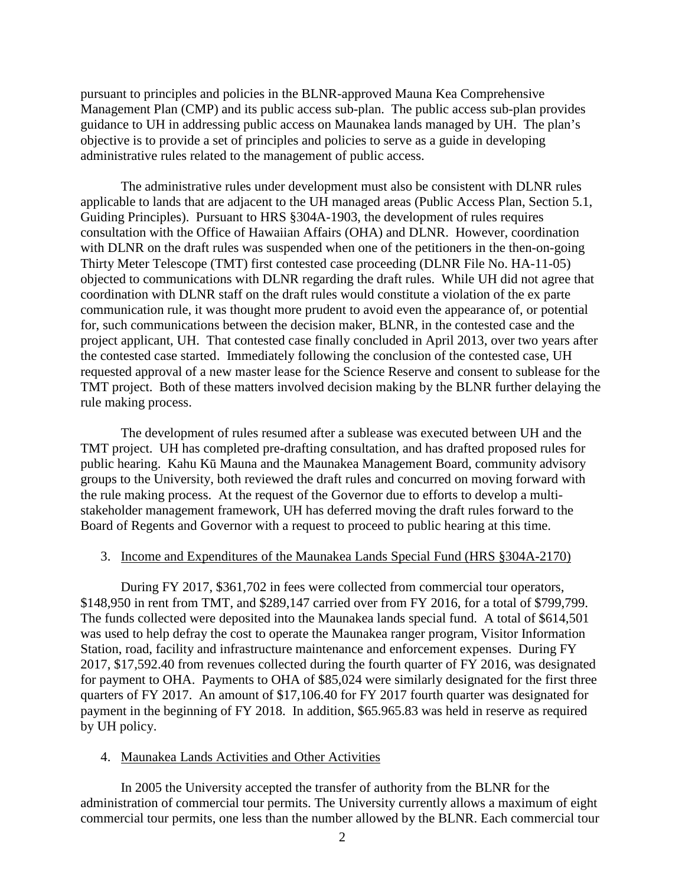pursuant to principles and policies in the BLNR-approved Mauna Kea Comprehensive Management Plan (CMP) and its public access sub-plan. The public access sub-plan provides guidance to UH in addressing public access on Maunakea lands managed by UH. The plan's objective is to provide a set of principles and policies to serve as a guide in developing administrative rules related to the management of public access.

The administrative rules under development must also be consistent with DLNR rules applicable to lands that are adjacent to the UH managed areas (Public Access Plan, Section 5.1, Guiding Principles). Pursuant to HRS §304A-1903, the development of rules requires consultation with the Office of Hawaiian Affairs (OHA) and DLNR. However, coordination with DLNR on the draft rules was suspended when one of the petitioners in the then-on-going Thirty Meter Telescope (TMT) first contested case proceeding (DLNR File No. HA-11-05) objected to communications with DLNR regarding the draft rules. While UH did not agree that coordination with DLNR staff on the draft rules would constitute a violation of the ex parte communication rule, it was thought more prudent to avoid even the appearance of, or potential for, such communications between the decision maker, BLNR, in the contested case and the project applicant, UH. That contested case finally concluded in April 2013, over two years after the contested case started. Immediately following the conclusion of the contested case, UH requested approval of a new master lease for the Science Reserve and consent to sublease for the TMT project. Both of these matters involved decision making by the BLNR further delaying the rule making process.

The development of rules resumed after a sublease was executed between UH and the TMT project. UH has completed pre-drafting consultation, and has drafted proposed rules for public hearing. Kahu Kū Mauna and the Maunakea Management Board, community advisory groups to the University, both reviewed the draft rules and concurred on moving forward with the rule making process. At the request of the Governor due to efforts to develop a multi-stakeholder management framework, UH has deferred moving the draft rules forward to the Board of Regents and Governor with a request to proceed to public hearing at this time.

3. Income and Expenditures of the Maunakea Lands Special Fund (HRS §304A-2170)

During FY 2017, $361,702 in fees were collected from commercial tour operators, $148,950 in rent from TMT, and $289,147 carried over from FY 2016, for a total of $799,799. The funds collected were deposited into the Maunakea lands special fund. A total of $614,501 was used to help defray the cost to operate the Maunakea ranger program, Visitor Information Station, road, facility and infrastructure maintenance and enforcement expenses. During FY 2017, $17,592.40 from revenues collected during the fourth quarter of FY 2016, was designated for payment to OHA. Payments to OHA of $85,024 were similarly designated for the first three quarters of FY 2017. An amount of $17,106.40 for FY 2017 fourth quarter was designated for payment in the beginning of FY 2018. In addition, $65.965.83 was held in reserve as required by UH policy.

4. Maunakea Lands Activities and Other Activities

In 2005 the University accepted the transfer of authority from the BLNR for the administration of commercial tour permits. The University currently allows a maximum of eight commercial tour permits, one less than the number allowed by the BLNR. Each commercial tour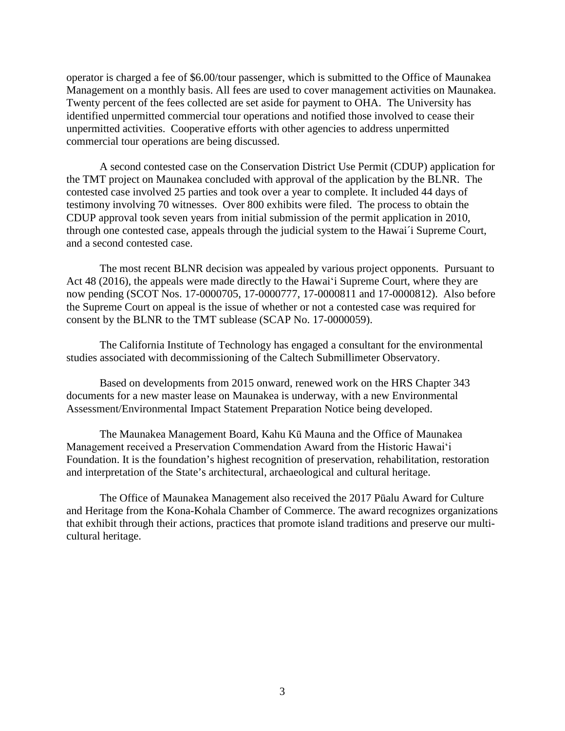operator is charged a fee of $6.00/tour passenger, which is submitted to the Office of Maunakea Management on a monthly basis. All fees are used to cover management activities on Maunakea. Twenty percent of the fees collected are set aside for payment to OHA. The University has identified unpermitted commercial tour operations and notified those involved to cease their unpermitted activities. Cooperative efforts with other agencies to address unpermitted commercial tour operations are being discussed.

A second contested case on the Conservation District Use Permit (CDUP) application for the TMT project on Maunakea concluded with approval of the application by the BLNR. The contested case involved 25 parties and took over a year to complete. It included 44 days of testimony involving 70 witnesses. Over 800 exhibits were filed. The process to obtain the CDUP approval took seven years from initial submission of the permit application in 2010, through one contested case, appeals through the judicial system to the Hawai´i Supreme Court, and a second contested case.

The most recent BLNR decision was appealed by various project opponents. Pursuant to Act 48 (2016), the appeals were made directly to the Hawai'i Supreme Court, where they are now pending (SCOT Nos. 17-0000705, 17-0000777, 17-0000811 and 17-0000812). Also before the Supreme Court on appeal is the issue of whether or not a contested case was required for consent by the BLNR to the TMT sublease (SCAP No. 17-0000059).

The California Institute of Technology has engaged a consultant for the environmental studies associated with decommissioning of the Caltech Submillimeter Observatory.

Based on developments from 2015 onward, renewed work on the HRS Chapter 343 documents for a new master lease on Maunakea is underway, with a new Environmental Assessment/Environmental Impact Statement Preparation Notice being developed.

The Maunakea Management Board, Kahu Kū Mauna and the Office of Maunakea Management received a Preservation Commendation Award from the Historic Hawai'i Foundation. It is the foundation's highest recognition of preservation, rehabilitation, restoration and interpretation of the State's architectural, archaeological and cultural heritage.

The Office of Maunakea Management also received the 2017 Pūalu Award for Culture and Heritage from the Kona-Kohala Chamber of Commerce. The award recognizes organizations that exhibit through their actions, practices that promote island traditions and preserve our multi-cultural heritage.